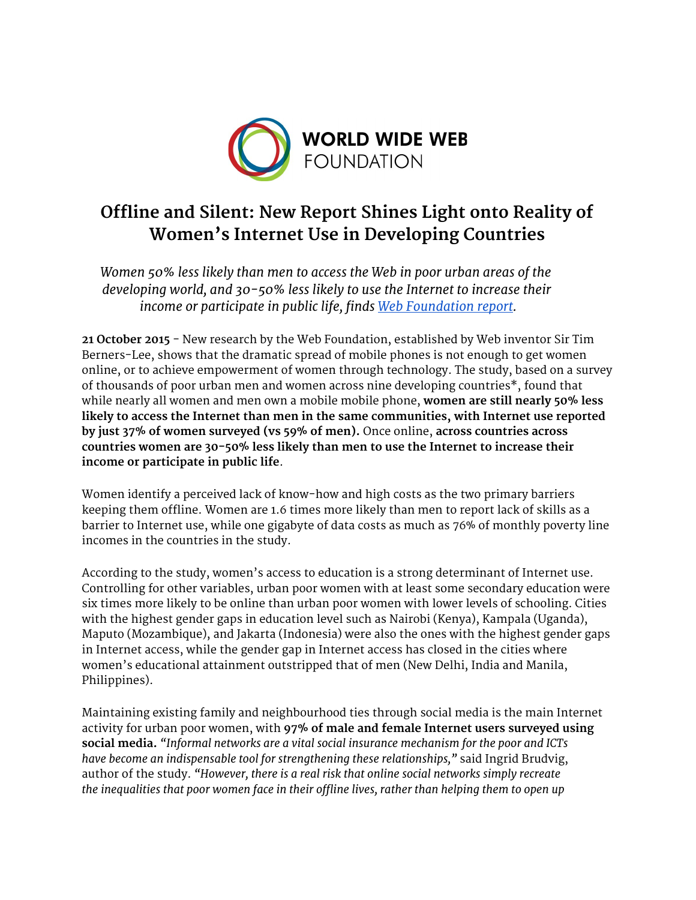WORLD WIDE WEB FOUNDATION

# Offline and Silent: New Report Shines Light onto Reality of Women's Internet Use in Developing Countries

*Women 50% less likely than men to access the Web in poor urban areas of the developing world, and 30-50% less likely to use the Internet to increase their income or participate in public life, finds [Web Foundation report](#).*

**21 October 2015** - New research by the Web Foundation, established by Web inventor Sir Tim Berners-Lee, shows that the dramatic spread of mobile phones is not enough to get women online, or to achieve empowerment of women through technology. The study, based on a survey of thousands of poor urban men and women across nine developing countries*, found that while nearly all women and men own a mobile mobile phone, **women are still nearly 50% less likely to access the Internet than men in the same communities, with Internet use reported by just 37% of women surveyed (vs 59% of men).** Once online, **across countries across countries women are 30-50% less likely than men to use the Internet to increase their income or participate in public life**.

Women identify a perceived lack of know-how and high costs as the two primary barriers keeping them offline. Women are 1.6 times more likely than men to report lack of skills as a barrier to Internet use, while one gigabyte of data costs as much as 76% of monthly poverty line incomes in the countries in the study.

According to the study, women's access to education is a strong determinant of Internet use. Controlling for other variables, urban poor women with at least some secondary education were six times more likely to be online than urban poor women with lower levels of schooling. Cities with the highest gender gaps in education level such as Nairobi (Kenya), Kampala (Uganda), Maputo (Mozambique), and Jakarta (Indonesia) were also the ones with the highest gender gaps in Internet access, while the gender gap in Internet access has closed in the cities where women's educational attainment outstripped that of men (New Delhi, India and Manila, Philippines).

Maintaining existing family and neighbourhood ties through social media is the main Internet activity for urban poor women, with **97% of male and female Internet users surveyed using social media.** *"Informal networks are a vital social insurance mechanism for the poor and ICTs have become an indispensable tool for strengthening these relationships,"* said Ingrid Brudvig, author of the study. *"However, there is a real risk that online social networks simply recreate the inequalities that poor women face in their offline lives, rather than helping them to open up*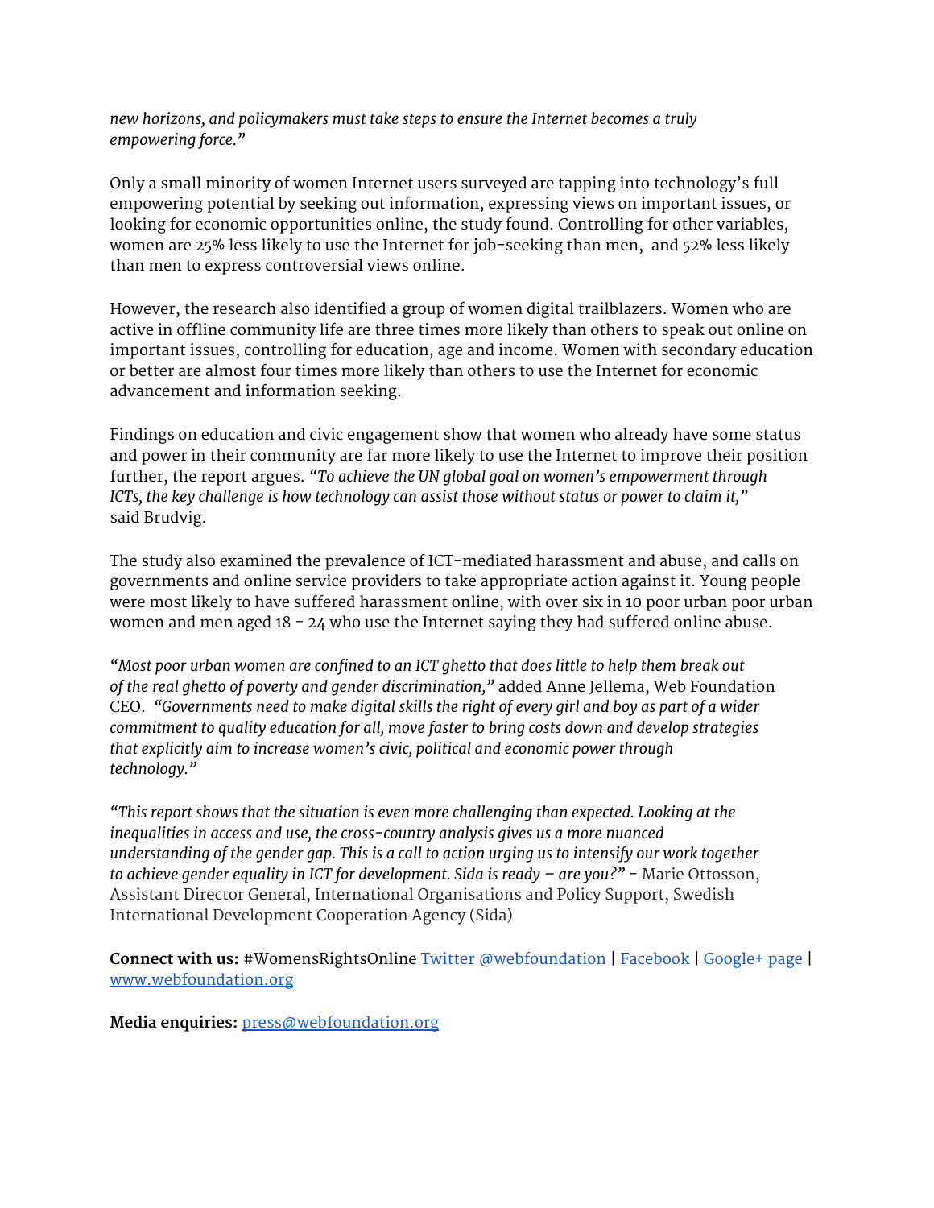*new horizons, and policymakers must take steps to ensure the Internet becomes a truly empowering force."*

Only a small minority of women Internet users surveyed are tapping into technology's full empowering potential by seeking out information, expressing views on important issues, or looking for economic opportunities online, the study found. Controlling for other variables, women are 25% less likely to use the Internet for job-seeking than men, and 52% less likely than men to express controversial views online.

However, the research also identified a group of women digital trailblazers. Women who are active in offline community life are three times more likely than others to speak out online on important issues, controlling for education, age and income. Women with secondary education or better are almost four times more likely than others to use the Internet for economic advancement and information seeking.

Findings on education and civic engagement show that women who already have some status and power in their community are far more likely to use the Internet to improve their position further, the report argues. *"To achieve the UN global goal on women's empowerment through ICTs, the key challenge is how technology can assist those without status or power to claim it,"* said Brudvig.

The study also examined the prevalence of ICT-mediated harassment and abuse, and calls on governments and online service providers to take appropriate action against it. Young people were most likely to have suffered harassment online, with over six in 10 poor urban poor urban women and men aged 18 - 24 who use the Internet saying they had suffered online abuse.

*"Most poor urban women are confined to an ICT ghetto that does little to help them break out of the real ghetto of poverty and gender discrimination,"* added Anne Jellema, Web Foundation CEO. *"Governments need to make digital skills the right of every girl and boy as part of a wider commitment to quality education for all, move faster to bring costs down and develop strategies that explicitly aim to increase women's civic, political and economic power through technology."*

*"This report shows that the situation is even more challenging than expected. Looking at the inequalities in access and use, the cross-country analysis gives us a more nuanced understanding of the gender gap. This is a call to action urging us to intensify our work together to achieve gender equality in ICT for development. Sida is ready – are you?"* - Marie Ottosson, Assistant Director General, International Organisations and Policy Support, Swedish International Development Cooperation Agency (Sida)

**Connect with us:** #WomensRightsOnline Twitter @webfoundation | Facebook | Google+ page | www.webfoundation.org

**Media enquiries:** press@webfoundation.org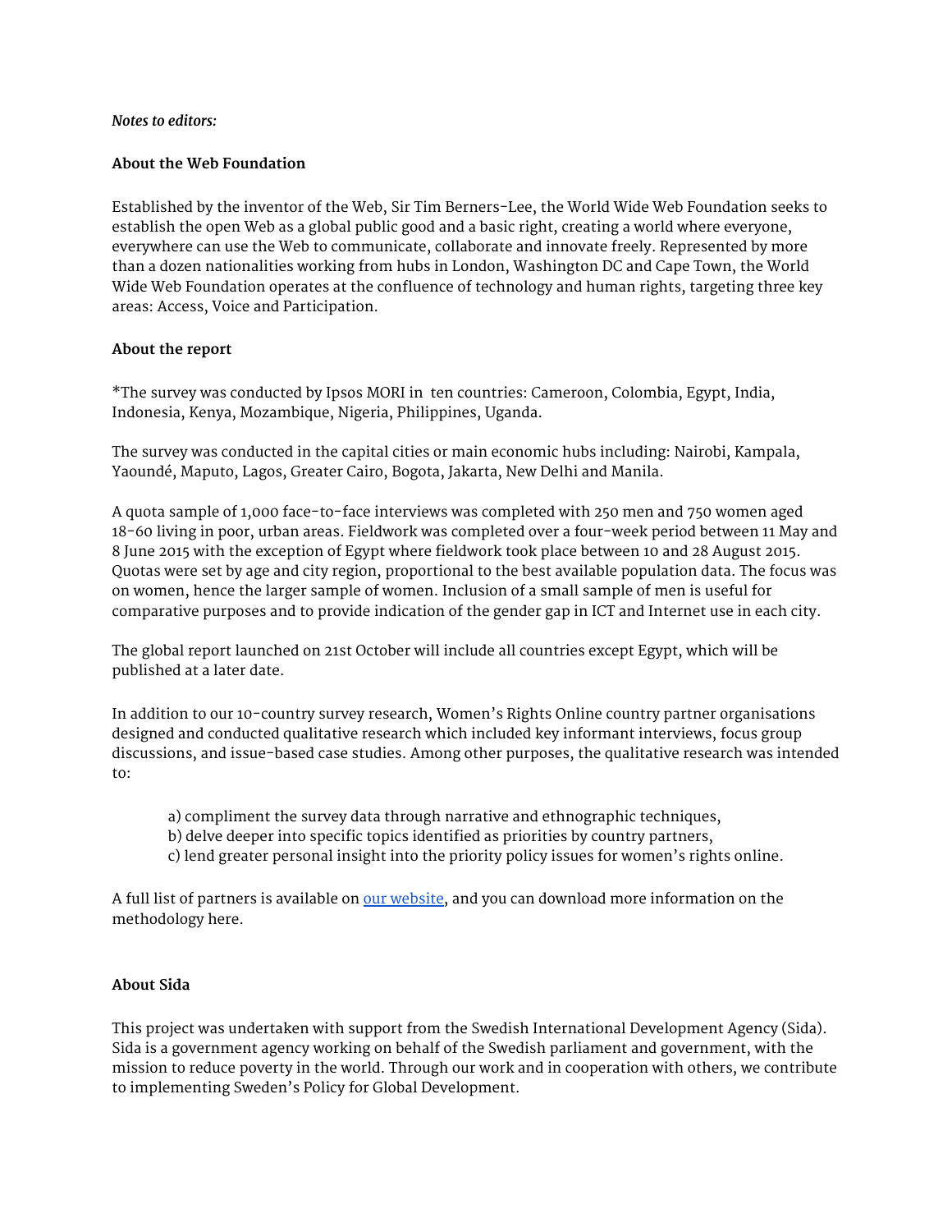*Notes to editors:*

**About the Web Foundation**

Established by the inventor of the Web, Sir Tim Berners-Lee, the World Wide Web Foundation seeks to establish the open Web as a global public good and a basic right, creating a world where everyone, everywhere can use the Web to communicate, collaborate and innovate freely. Represented by more than a dozen nationalities working from hubs in London, Washington DC and Cape Town, the World Wide Web Foundation operates at the confluence of technology and human rights, targeting three key areas: Access, Voice and Participation.

**About the report**

*The survey was conducted by Ipsos MORI in ten countries: Cameroon, Colombia, Egypt, India, Indonesia, Kenya, Mozambique, Nigeria, Philippines, Uganda.

The survey was conducted in the capital cities or main economic hubs including: Nairobi, Kampala, Yaoundé, Maputo, Lagos, Greater Cairo, Bogota, Jakarta, New Delhi and Manila.

A quota sample of 1,000 face-to-face interviews was completed with 250 men and 750 women aged 18-60 living in poor, urban areas. Fieldwork was completed over a four-week period between 11 May and 8 June 2015 with the exception of Egypt where fieldwork took place between 10 and 28 August 2015. Quotas were set by age and city region, proportional to the best available population data. The focus was on women, hence the larger sample of women. Inclusion of a small sample of men is useful for comparative purposes and to provide indication of the gender gap in ICT and Internet use in each city.

The global report launched on 21st October will include all countries except Egypt, which will be published at a later date.

In addition to our 10-country survey research, Women's Rights Online country partner organisations designed and conducted qualitative research which included key informant interviews, focus group discussions, and issue-based case studies. Among other purposes, the qualitative research was intended to:

a) compliment the survey data through narrative and ethnographic techniques,
b) delve deeper into specific topics identified as priorities by country partners,
c) lend greater personal insight into the priority policy issues for women's rights online.

A full list of partners is available on our website, and you can download more information on the methodology here.

**About Sida**

This project was undertaken with support from the Swedish International Development Agency (Sida). Sida is a government agency working on behalf of the Swedish parliament and government, with the mission to reduce poverty in the world. Through our work and in cooperation with others, we contribute to implementing Sweden's Policy for Global Development.